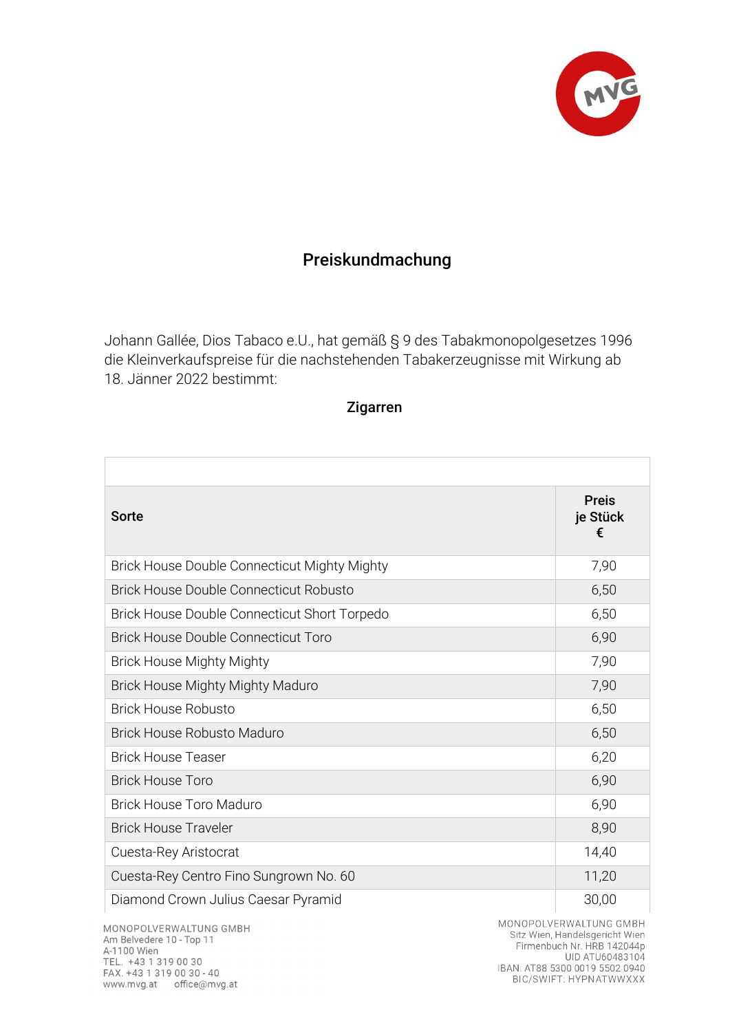# Preiskundmachung

Johann Gallée, Dios Tabaco e.U., hat gemäß § 9 des Tabakmonopolgesetzes 1996 die Kleinverkaufspreise für die nachstehenden Tabakerzeugnisse mit Wirkung ab 18. Jänner 2022 bestimmt:

## Zigarren

| Sorte | Preis je Stück € |
|---|---|
| Brick House Double Connecticut Mighty Mighty | 7,90 |
| Brick House Double Connecticut Robusto | 6,50 |
| Brick House Double Connecticut Short Torpedo | 6,50 |
| Brick House Double Connecticut Toro | 6,90 |
| Brick House Mighty Mighty | 7,90 |
| Brick House Mighty Mighty Maduro | 7,90 |
| Brick House Robusto | 6,50 |
| Brick House Robusto Maduro | 6,50 |
| Brick House Teaser | 6,20 |
| Brick House Toro | 6,90 |
| Brick House Toro Maduro | 6,90 |
| Brick House Traveler | 8,90 |
| Cuesta-Rey Aristocrat | 14,40 |
| Cuesta-Rey Centro Fino Sungrown No. 60 | 11,20 |
| Diamond Crown Julius Caesar Pyramid | 30,00 |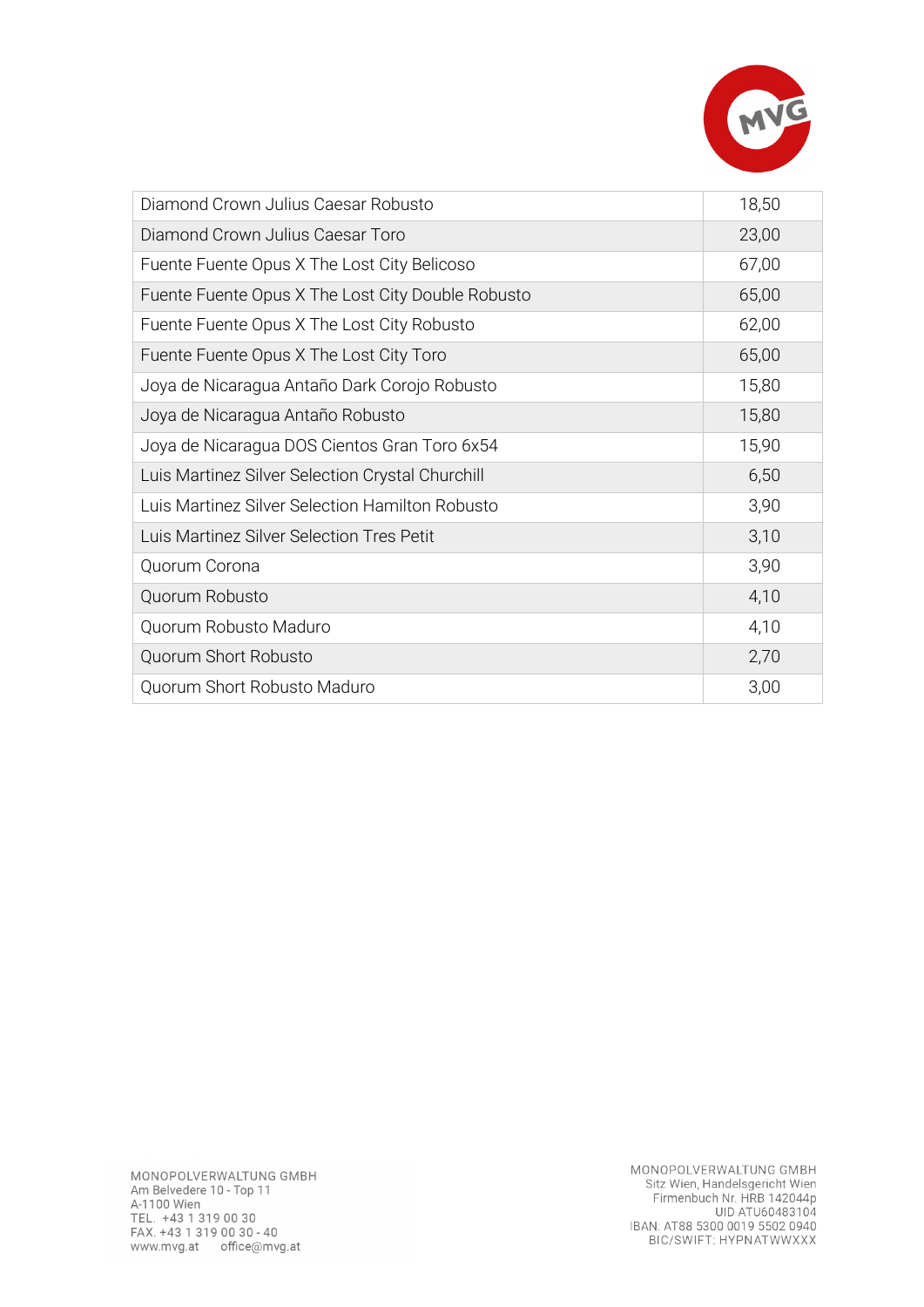| | |
|---|---|
| Diamond Crown Julius Caesar Robusto | 18,50 |
| Diamond Crown Julius Caesar Toro | 23,00 |
| Fuente Fuente Opus X The Lost City Belicoso | 67,00 |
| Fuente Fuente Opus X The Lost City Double Robusto | 65,00 |
| Fuente Fuente Opus X The Lost City Robusto | 62,00 |
| Fuente Fuente Opus X The Lost City Toro | 65,00 |
| Joya de Nicaragua Antaño Dark Corojo Robusto | 15,80 |
| Joya de Nicaragua Antaño Robusto | 15,80 |
| Joya de Nicaragua DOS Cientos Gran Toro 6x54 | 15,90 |
| Luis Martinez Silver Selection Crystal Churchill | 6,50 |
| Luis Martinez Silver Selection Hamilton Robusto | 3,90 |
| Luis Martinez Silver Selection Tres Petit | 3,10 |
| Quorum Corona | 3,90 |
| Quorum Robusto | 4,10 |
| Quorum Robusto Maduro | 4,10 |
| Quorum Short Robusto | 2,70 |
| Quorum Short Robusto Maduro | 3,00 |

MONOPOLVERWALTUNG GMBH
Am Belvedere 10 - Top 11
A-1100 Wien
TEL. +43 1 319 00 30
FAX. +43 1 319 00 30 - 40
www.mvg.at office@mvg.at

MONOPOLVERWALTUNG GMBH
Sitz Wien, Handelsgericht Wien
Firmenbuch Nr. HRB 142044p
UID ATU60483104
IBAN: AT88 5300 0019 5502 0940
BIC/SWIFT: HYPNATWWXXX